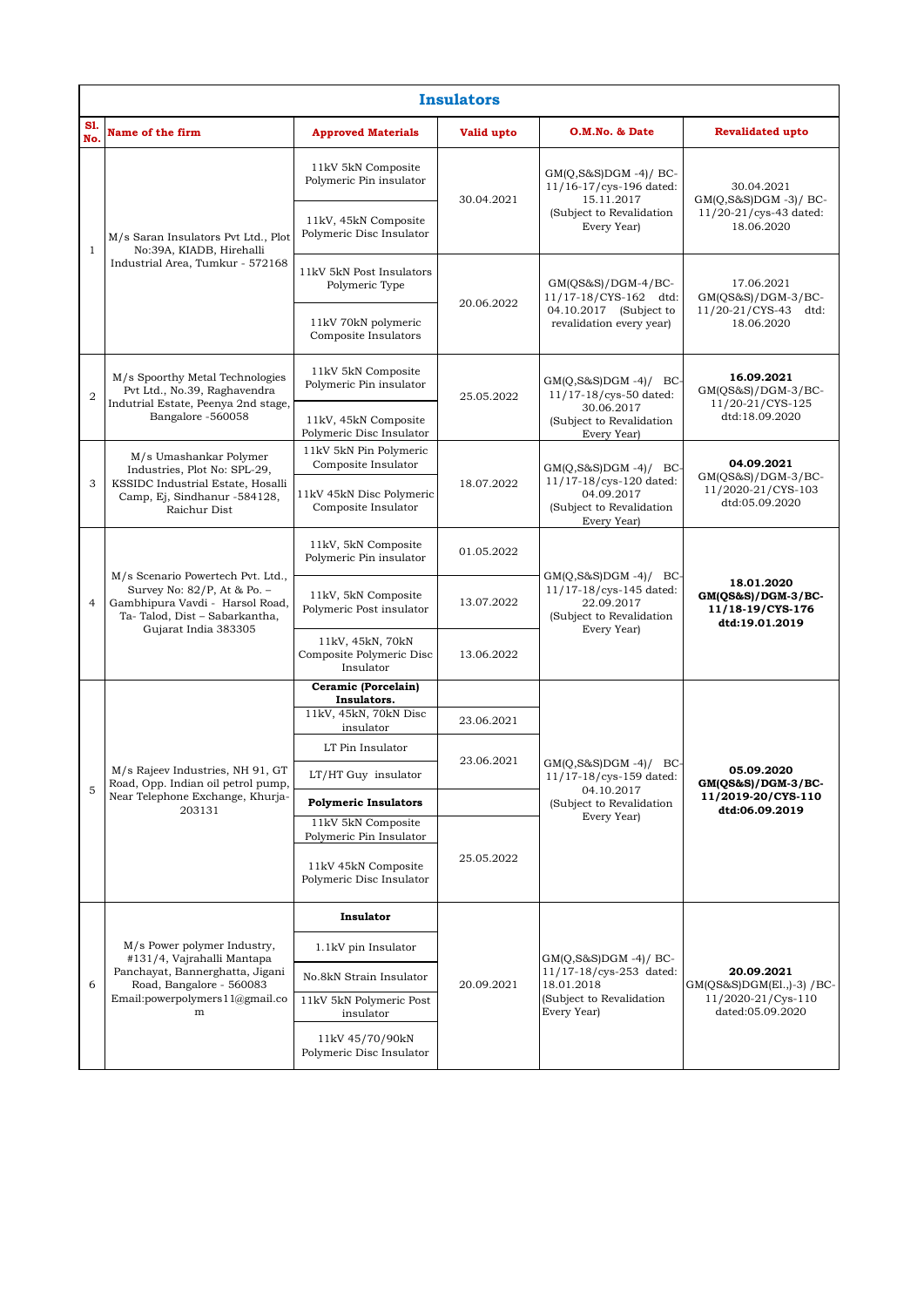## Insulators

| Sl. No. | Name of the firm | Approved Materials | Valid upto | O.M.No. & Date | Revalidated upto |
|---|---|---|---|---|---|
| 1 | M/s Saran Insulators Pvt Ltd., Plot No:39A, KIADB, Hirehalli Industrial Area, Tumkur - 572168 | 11kV 5kN Composite Polymeric Pin insulator | 30.04.2021 | GM(Q,S&S)DGM -4)/ BC-11/16-17/cys-196 dated: 15.11.2017 (Subject to Revalidation Every Year) | 30.04.2021 GM(Q,S&S)DGM -3)/ BC-11/20-21/cys-43 dated: 18.06.2020 |
| | | 11kV, 45kN Composite Polymeric Disc Insulator | | | |
| | | 11kV 5kN Post Insulators Polymeric Type | 20.06.2022 | GM(QS&S)/DGM-4/BC-11/17-18/CYS-162 dtd: 04.10.2017 (Subject to revalidation every year) | 17.06.2021 GM(QS&S)/DGM-3/BC-11/20-21/CYS-43 dtd: 18.06.2020 |
| | | 11kV 70kN polymeric Composite Insulators | | | |
| 2 | M/s Spoorthy Metal Technologies Pvt Ltd., No.39, Raghavendra Indutrial Estate, Peenya 2nd stage, Bangalore -560058 | 11kV 5kN Composite Polymeric Pin insulator | 25.05.2022 | GM(Q,S&S)DGM -4)/ BC-11/17-18/cys-50 dated: 30.06.2017 (Subject to Revalidation Every Year) | **16.09.2021** GM(QS&S)/DGM-3/BC-11/20-21/CYS-125 dtd:18.09.2020 |
| | | 11kV, 45kN Composite Polymeric Disc Insulator | | | |
| 3 | M/s Umashankar Polymer Industries, Plot No: SPL-29, KSSIDC Industrial Estate, Hosalli Camp, Ej, Sindhanur -584128, Raichur Dist | 11kV 5kN Pin Polymeric Composite Insulator | 18.07.2022 | GM(Q,S&S)DGM -4)/ BC-11/17-18/cys-120 dated: 04.09.2017 (Subject to Revalidation Every Year) | **04.09.2021** GM(QS&S)/DGM-3/BC-11/2020-21/CYS-103 dtd:05.09.2020 |
| | | 11kV 45kN Disc Polymeric Composite Insulator | | | |
| 4 | M/s Scenario Powertech Pvt. Ltd., Survey No: 82/P, At & Po. – Gambhipura Vavdi - Harsol Road, Ta- Talod, Dist – Sabarkantha, Gujarat India 383305 | 11kV, 5kN Composite Polymeric Pin insulator | 01.05.2022 | GM(Q,S&S)DGM -4)/ BC-11/17-18/cys-145 dated: 22.09.2017 (Subject to Revalidation Every Year) | **18.01.2020 GM(QS&S)/DGM-3/BC-11/18-19/CYS-176 dtd:19.01.2019** |
| | | 11kV, 5kN Composite Polymeric Post insulator | 13.07.2022 | | |
| | | 11kV, 45kN, 70kN Composite Polymeric Disc Insulator | 13.06.2022 | | |
| 5 | M/s Rajeev Industries, NH 91, GT Road, Opp. Indian oil petrol pump, Near Telephone Exchange, Khurja-203131 | **Ceramic (Porcelain) Insulators.** | | GM(Q,S&S)DGM -4)/ BC-11/17-18/cys-159 dated: 04.10.2017 (Subject to Revalidation Every Year) | **05.09.2020 GM(QS&S)/DGM-3/BC-11/2019-20/CYS-110 dtd:06.09.2019** |
| | | 11kV, 45kN, 70kN Disc insulator | 23.06.2021 | | |
| | | LT Pin Insulator | 23.06.2021 | | |
| | | LT/HT Guy insulator | | | |
| | | **Polymeric Insulators** | | | |
| | | 11kV 5kN Composite Polymeric Pin Insulator | 25.05.2022 | | |
| | | 11kV 45kN Composite Polymeric Disc Insulator | | | |
| 6 | M/s Power polymer Industry, #131/4, Vajrahalli Mantapa Panchayat, Bannerghatta, Jigani Road, Bangalore - 560083 Email:powerpolymers11@gmail.com | **Insulator** | 20.09.2021 | GM(Q,S&S)DGM -4)/ BC-11/17-18/cys-253 dated: 18.01.2018 (Subject to Revalidation Every Year) | **20.09.2021** GM(QS&S)DGM(El.,)-3) /BC-11/2020-21/Cys-110 dated:05.09.2020 |
| | | 1.1kV pin Insulator | | | |
| | | No.8kN Strain Insulator | | | |
| | | 11kV 5kN Polymeric Post insulator | | | |
| | | 11kV 45/70/90kN Polymeric Disc Insulator | | | |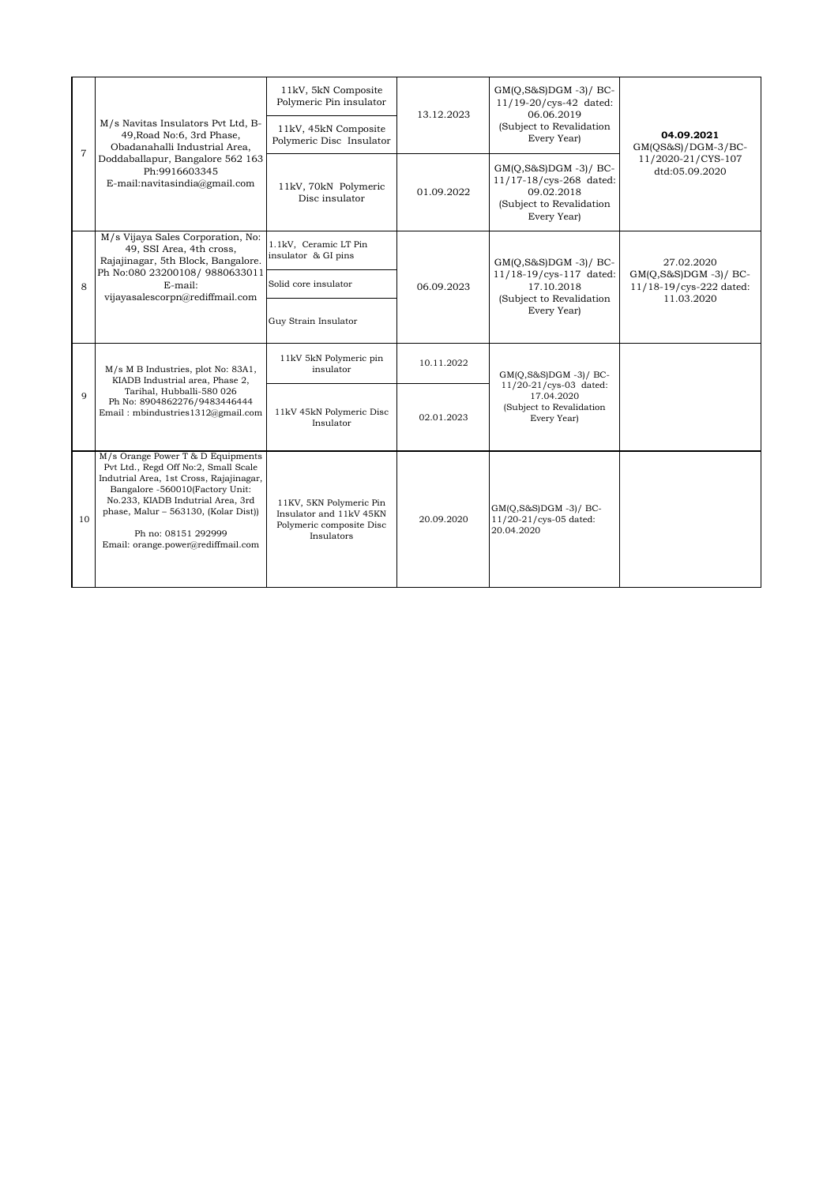| | | | | | |
|---|---|---|---|---|---|
| 7 | M/s Navitas Insulators Pvt Ltd, B-49,Road No:6, 3rd Phase, Obadanahalli Industrial Area, Doddaballapur, Bangalore 562 163 Ph:9916603345 E-mail:navitasindia@gmail.com | 11kV, 5kN Composite Polymeric Pin insulator | 13.12.2023 | GM(Q,S&S)DGM -3)/ BC-11/19-20/cys-42 dated: 06.06.2019 (Subject to Revalidation Every Year) | **04.09.2021** GM(QS&S)/DGM-3/BC-11/2020-21/CYS-107 dtd:05.09.2020 |
| | | 11kV, 45kN Composite Polymeric Disc Insulator | | | |
| | | 11kV, 70kN Polymeric Disc insulator | 01.09.2022 | GM(Q,S&S)DGM -3)/ BC-11/17-18/cys-268 dated: 09.02.2018 (Subject to Revalidation Every Year) | |
| 8 | M/s Vijaya Sales Corporation, No: 49, SSI Area, 4th cross, Rajajinagar, 5th Block, Bangalore. Ph No:080 23200108/ 9880633011 E-mail: vijayasalescorpn@rediffmail.com | 1.1kV, Ceramic LT Pin insulator & GI pins | 06.09.2023 | GM(Q,S&S)DGM -3)/ BC-11/18-19/cys-117 dated: 17.10.2018 (Subject to Revalidation Every Year) | 27.02.2020 GM(Q,S&S)DGM -3)/ BC-11/18-19/cys-222 dated: 11.03.2020 |
| | | Solid core insulator | | | |
| | | Guy Strain Insulator | | | |
| 9 | M/s M B Industries, plot No: 83A1, KIADB Industrial area, Phase 2, Tarihal, Hubballi-580 026 Ph No: 8904862276/9483446444 Email : mbindustries1312@gmail.com | 11kV 5kN Polymeric pin insulator | 10.11.2022 | GM(Q,S&S)DGM -3)/ BC-11/20-21/cys-03 dated: 17.04.2020 (Subject to Revalidation Every Year) | |
| | | 11kV 45kN Polymeric Disc Insulator | 02.01.2023 | | |
| 10 | M/s Orange Power T & D Equipments Pvt Ltd., Regd Off No:2, Small Scale Indutrial Area, 1st Cross, Rajajinagar, Bangalore -560010(Factory Unit: No.233, KIADB Indutrial Area, 3rd phase, Malur – 563130, (Kolar Dist)) Ph no: 08151 292999 Email: orange.power@rediffmail.com | 11KV, 5KN Polymeric Pin Insulator and 11kV 45KN Polymeric composite Disc Insulators | 20.09.2020 | GM(Q,S&S)DGM -3)/ BC-11/20-21/cys-05 dated: 20.04.2020 | |